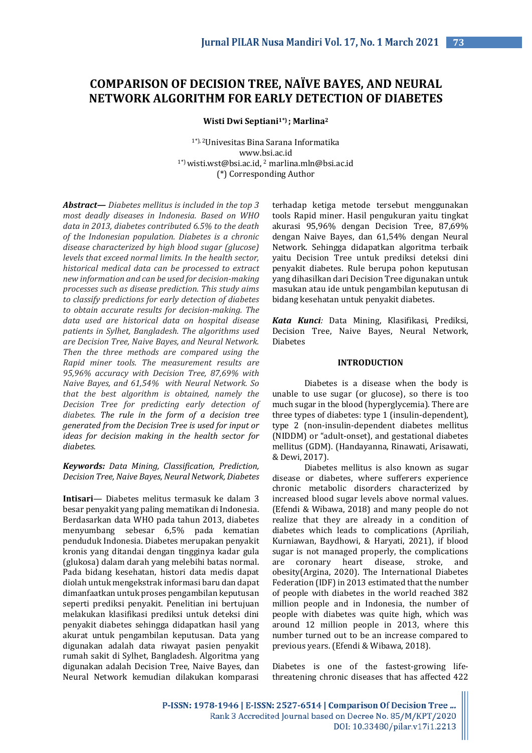# COMPARISON OF DECISION TREE, NAÏVE BAYES, AND NEURAL NETWORK ALGORITHM FOR EARLY DETECTION OF DIABETES

**Wisti Dwi Septiani[1\*)] ; Marlina[2]**

[1\*), 2]Univesitas Bina Sarana Informatika
www.bsi.ac.id
[1\*)] wisti.wst@bsi.ac.id, [2] marlina.mln@bsi.ac.id
(\*) Corresponding Author

***Abstract—*** *Diabetes mellitus is included in the top 3 most deadly diseases in Indonesia. Based on WHO data in 2013, diabetes contributed 6.5% to the death of the Indonesian population. Diabetes is a chronic disease characterized by high blood sugar (glucose) levels that exceed normal limits. In the health sector, historical medical data can be processed to extract new information and can be used for decision-making processes such as disease prediction. This study aims to classify predictions for early detection of diabetes to obtain accurate results for decision-making. The data used are historical data on hospital disease patients in Sylhet, Bangladesh. The algorithms used are Decision Tree, Naive Bayes, and Neural Network. Then the three methods are compared using the Rapid miner tools. The measurement results are 95,96% accuracy with Decision Tree, 87,69% with Naive Bayes, and 61,54% with Neural Network. So that the best algorithm is obtained, namely the Decision Tree for predicting early detection of diabetes. The rule in the form of a decision tree generated from the Decision Tree is used for input or ideas for decision making in the health sector for diabetes.*

***Keywords:*** *Data Mining, Classification, Prediction, Decision Tree, Naive Bayes, Neural Network, Diabetes*

**Intisari**— Diabetes melitus termasuk ke dalam 3 besar penyakit yang paling mematikan di Indonesia. Berdasarkan data WHO pada tahun 2013, diabetes menyumbang sebesar 6,5% pada kematian penduduk Indonesia. Diabetes merupakan penyakit kronis yang ditandai dengan tingginya kadar gula (glukosa) dalam darah yang melebihi batas normal. Pada bidang kesehatan, histori data medis dapat diolah untuk mengekstrak informasi baru dan dapat dimanfaatkan untuk proses pengambilan keputusan seperti prediksi penyakit. Penelitian ini bertujuan melakukan klasifikasi prediksi untuk deteksi dini penyakit diabetes sehingga didapatkan hasil yang akurat untuk pengambilan keputusan. Data yang digunakan adalah data riwayat pasien penyakit rumah sakit di Sylhet, Bangladesh. Algoritma yang digunakan adalah Decision Tree, Naive Bayes, dan Neural Network kemudian dilakukan komparasi terhadap ketiga metode tersebut menggunakan tools Rapid miner. Hasil pengukuran yaitu tingkat akurasi 95,96% dengan Decision Tree, 87,69% dengan Naive Bayes, dan 61,54% dengan Neural Network. Sehingga didapatkan algoritma terbaik yaitu Decision Tree untuk prediksi deteksi dini penyakit diabetes. Rule berupa pohon keputusan yang dihasilkan dari Decision Tree digunakan untuk masukan atau ide untuk pengambilan keputusan di bidang kesehatan untuk penyakit diabetes.

***Kata Kunci:*** Data Mining, Klasifikasi, Prediksi, Decision Tree, Naive Bayes, Neural Network, Diabetes

## INTRODUCTION

Diabetes is a disease when the body is unable to use sugar (or glucose), so there is too much sugar in the blood (hyperglycemia). There are three types of diabetes: type 1 (insulin-dependent), type 2 (non-insulin-dependent diabetes mellitus (NIDDM) or "adult-onset), and gestational diabetes mellitus (GDM). (Handayanna, Rinawati, Arisawati, & Dewi, 2017).

Diabetes mellitus is also known as sugar disease or diabetes, where sufferers experience chronic metabolic disorders characterized by increased blood sugar levels above normal values. (Efendi & Wibawa, 2018) and many people do not realize that they are already in a condition of diabetes which leads to complications (Apriliah, Kurniawan, Baydhowi, & Haryati, 2021), if blood sugar is not managed properly, the complications are coronary heart disease, stroke, and obesity(Argina, 2020). The International Diabetes Federation (IDF) in 2013 estimated that the number of people with diabetes in the world reached 382 million people and in Indonesia, the number of people with diabetes was quite high, which was around 12 million people in 2013, where this number turned out to be an increase compared to previous years. (Efendi & Wibawa, 2018).

Diabetes is one of the fastest-growing life-threatening chronic diseases that has affected 422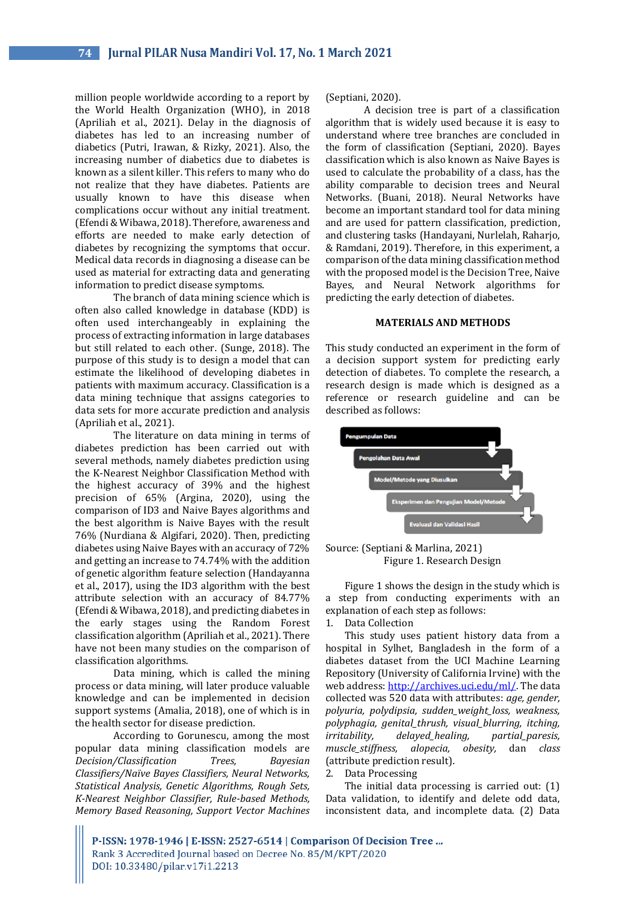million people worldwide according to a report by the World Health Organization (WHO), in 2018 (Apriliah et al., 2021). Delay in the diagnosis of diabetes has led to an increasing number of diabetics (Putri, Irawan, & Rizky, 2021). Also, the increasing number of diabetics due to diabetes is known as a silent killer. This refers to many who do not realize that they have diabetes. Patients are usually known to have this disease when complications occur without any initial treatment. (Efendi & Wibawa, 2018). Therefore, awareness and efforts are needed to make early detection of diabetes by recognizing the symptoms that occur. Medical data records in diagnosing a disease can be used as material for extracting data and generating information to predict disease symptoms.

The branch of data mining science which is often also called knowledge in database (KDD) is often used interchangeably in explaining the process of extracting information in large databases but still related to each other. (Sunge, 2018). The purpose of this study is to design a model that can estimate the likelihood of developing diabetes in patients with maximum accuracy. Classification is a data mining technique that assigns categories to data sets for more accurate prediction and analysis (Apriliah et al., 2021).

The literature on data mining in terms of diabetes prediction has been carried out with several methods, namely diabetes prediction using the K-Nearest Neighbor Classification Method with the highest accuracy of 39% and the highest precision of 65% (Argina, 2020), using the comparison of ID3 and Naive Bayes algorithms and the best algorithm is Naive Bayes with the result 76% (Nurdiana & Algifari, 2020). Then, predicting diabetes using Naive Bayes with an accuracy of 72% and getting an increase to 74.74% with the addition of genetic algorithm feature selection (Handayanna et al., 2017), using the ID3 algorithm with the best attribute selection with an accuracy of 84.77% (Efendi & Wibawa, 2018), and predicting diabetes in the early stages using the Random Forest classification algorithm (Apriliah et al., 2021). There have not been many studies on the comparison of classification algorithms.

Data mining, which is called the mining process or data mining, will later produce valuable knowledge and can be implemented in decision support systems (Amalia, 2018), one of which is in the health sector for disease prediction.

According to Gorunescu, among the most popular data mining classification models are *Decision/Classification Trees, Bayesian Classifiers/Naïve Bayes Classifiers, Neural Networks, Statistical Analysis, Genetic Algorithms, Rough Sets, K-Nearest Neighbor Classifier, Rule-based Methods, Memory Based Reasoning, Support Vector Machines* (Septiani, 2020).

A decision tree is part of a classification algorithm that is widely used because it is easy to understand where tree branches are concluded in the form of classification (Septiani, 2020). Bayes classification which is also known as Naive Bayes is used to calculate the probability of a class, has the ability comparable to decision trees and Neural Networks. (Buani, 2018). Neural Networks have become an important standard tool for data mining and are used for pattern classification, prediction, and clustering tasks (Handayani, Nurlelah, Raharjo, & Ramdani, 2019). Therefore, in this experiment, a comparison of the data mining classification method with the proposed model is the Decision Tree, Naive Bayes, and Neural Network algorithms for predicting the early detection of diabetes.

## MATERIALS AND METHODS

This study conducted an experiment in the form of a decision support system for predicting early detection of diabetes. To complete the research, a research design is made which is designed as a reference or research guideline and can be described as follows:

Pengumpulan Data → Pengolahan Data Awal → Model/Metode yang Diusulkan → Eksperimen dan Pengujian Model/Metode → Evaluasi dan Validasi Hasil

Source: (Septiani & Marlina, 2021)

Figure 1. Research Design

Figure 1 shows the design in the study which is a step from conducting experiments with an explanation of each step as follows:

1. Data Collection

   This study uses patient history data from a hospital in Sylhet, Bangladesh in the form of a diabetes dataset from the UCI Machine Learning Repository (University of California Irvine) with the web address: http://archives.uci.edu/ml/. The data collected was 520 data with attributes: *age, gender, polyuria, polydipsia, sudden_weight_loss, weakness, polyphagia, genital_thrush, visual_blurring, itching, irritability, delayed_healing, partial_paresis, muscle_stiffness, alopecia, obesity,* dan *class* (attribute prediction result).

2. Data Processing

   The initial data processing is carried out: (1) Data validation, to identify and delete odd data, inconsistent data, and incomplete data. (2) Data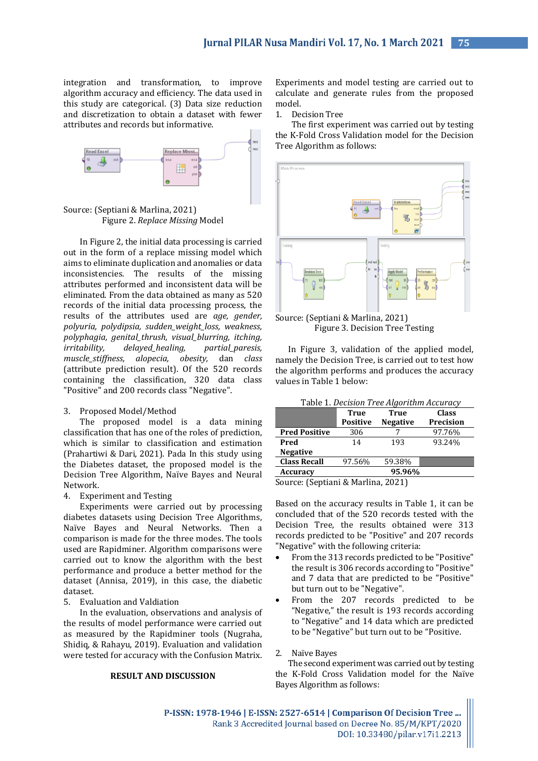integration and transformation, to improve algorithm accuracy and efficiency. The data used in this study are categorical. (3) Data size reduction and discretization to obtain a dataset with fewer attributes and records but informative.

Source: (Septiani & Marlina, 2021)

Figure 2. *Replace Missing* Model

In Figure 2, the initial data processing is carried out in the form of a replace missing model which aims to eliminate duplication and anomalies or data inconsistencies. The results of the missing attributes performed and inconsistent data will be eliminated. From the data obtained as many as 520 records of the initial data processing process, the results of the attributes used are *age, gender, polyuria, polydipsia, sudden_weight_loss, weakness, polyphagia, genital_thrush, visual_blurring, itching, irritability, delayed_healing, partial_paresis, muscle_stiffness, alopecia, obesity,* dan *class* (attribute prediction result). Of the 520 records containing the classification, 320 data class "Positive" and 200 records class "Negative".

3. Proposed Model/Method

The proposed model is a data mining classification that has one of the roles of prediction, which is similar to classification and estimation (Prahartiwi & Dari, 2021). Pada In this study using the Diabetes dataset, the proposed model is the Decision Tree Algorithm, Naïve Bayes and Neural Network.

4. Experiment and Testing

Experiments were carried out by processing diabetes datasets using Decision Tree Algorithms, Naïve Bayes and Neural Networks. Then a comparison is made for the three modes. The tools used are Rapidminer. Algorithm comparisons were carried out to know the algorithm with the best performance and produce a better method for the dataset (Annisa, 2019), in this case, the diabetic dataset.

5. Evaluation and Valdiation

In the evaluation, observations and analysis of the results of model performance were carried out as measured by the Rapidminer tools (Nugraha, Shidiq, & Rahayu, 2019). Evaluation and validation were tested for accuracy with the Confusion Matrix.

## RESULT AND DISCUSSION

Experiments and model testing are carried out to calculate and generate rules from the proposed model.

1. Decision Tree

The first experiment was carried out by testing the K-Fold Cross Validation model for the Decision Tree Algorithm as follows:

Source: (Septiani & Marlina, 2021)

Figure 3. Decision Tree Testing

In Figure 3, validation of the applied model, namely the Decision Tree, is carried out to test how the algorithm performs and produces the accuracy values in Table 1 below:

Table 1. *Decision Tree Algorithm Accuracy*

| | True Positive | True Negative | Class Precision |
|---|---|---|---|
| **Pred Positive** | 306 | 7 | 97.76% |
| **Pred Negative** | 14 | 193 | 93.24% |
| **Class Recall** | 97.56% | 59.38% | |
| **Accuracy** | | **95.96%** | |

Source: (Septiani & Marlina, 2021)

Based on the accuracy results in Table 1, it can be concluded that of the 520 records tested with the Decision Tree, the results obtained were 313 records predicted to be "Positive" and 207 records "Negative" with the following criteria:

- From the 313 records predicted to be "Positive" the result is 306 records according to "Positive" and 7 data that are predicted to be "Positive" but turn out to be "Negative".
- From the 207 records predicted to be "Negative," the result is 193 records according to "Negative" and 14 data which are predicted to be "Negative" but turn out to be "Positive.

2. Naïve Bayes

The second experiment was carried out by testing the K-Fold Cross Validation model for the Naïve Bayes Algorithm as follows: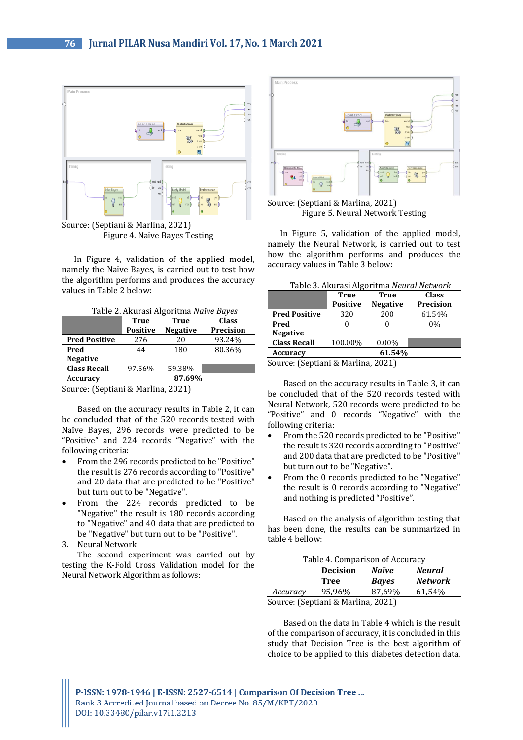Source: (Septiani & Marlina, 2021)

Figure 4. Naïve Bayes Testing

In Figure 4, validation of the applied model, namely the Naïve Bayes, is carried out to test how the algorithm performs and produces the accuracy values in Table 2 below:

Table 2. Akurasi Algoritma *Naïve Bayes*

| | True Positive | True Negative | Class Precision |
|---|---|---|---|
| **Pred Positive** | 276 | 20 | 93.24% |
| **Pred Negative** | 44 | 180 | 80.36% |
| **Class Recall** | 97.56% | 59.38% | |
| **Accuracy** | | **87.69%** | |

Source: (Septiani & Marlina, 2021)

Based on the accuracy results in Table 2, it can be concluded that of the 520 records tested with Naïve Bayes, 296 records were predicted to be "Positive" and 224 records "Negative" with the following criteria:

- From the 296 records predicted to be "Positive" the result is 276 records according to "Positive" and 20 data that are predicted to be "Positive" but turn out to be "Negative".
- From the 224 records predicted to be "Negative" the result is 180 records according to "Negative" and 40 data that are predicted to be "Negative" but turn out to be "Positive".

3. Neural Network

The second experiment was carried out by testing the K-Fold Cross Validation model for the Neural Network Algorithm as follows:

Source: (Septiani & Marlina, 2021)

Figure 5. Neural Network Testing

In Figure 5, validation of the applied model, namely the Neural Network, is carried out to test how the algorithm performs and produces the accuracy values in Table 3 below:

Table 3. Akurasi Algoritma *Neural Network*

| | True Positive | True Negative | Class Precision |
|---|---|---|---|
| **Pred Positive** | 320 | 200 | 61.54% |
| **Pred Negative** | 0 | 0 | 0% |
| **Class Recall** | 100.00% | 0.00% | |
| **Accuracy** | | **61.54%** | |

Source: (Septiani & Marlina, 2021)

Based on the accuracy results in Table 3, it can be concluded that of the 520 records tested with Neural Network, 520 records were predicted to be "Positive" and 0 records "Negative" with the following criteria:

- From the 520 records predicted to be "Positive" the result is 320 records according to "Positive" and 200 data that are predicted to be "Positive" but turn out to be "Negative".
- From the 0 records predicted to be "Negative" the result is 0 records according to "Negative" and nothing is predicted "Positive".

Based on the analysis of algorithm testing that has been done, the results can be summarized in table 4 bellow:

Table 4. Comparison of Accuracy

| | **Decision Tree** | ***Naïve Bayes*** | ***Neural Network*** |
|---|---|---|---|
| *Accuracy* | 95,96% | 87,69% | 61,54% |

Source: (Septiani & Marlina, 2021)

Based on the data in Table 4 which is the result of the comparison of accuracy, it is concluded in this study that Decision Tree is the best algorithm of choice to be applied to this diabetes detection data.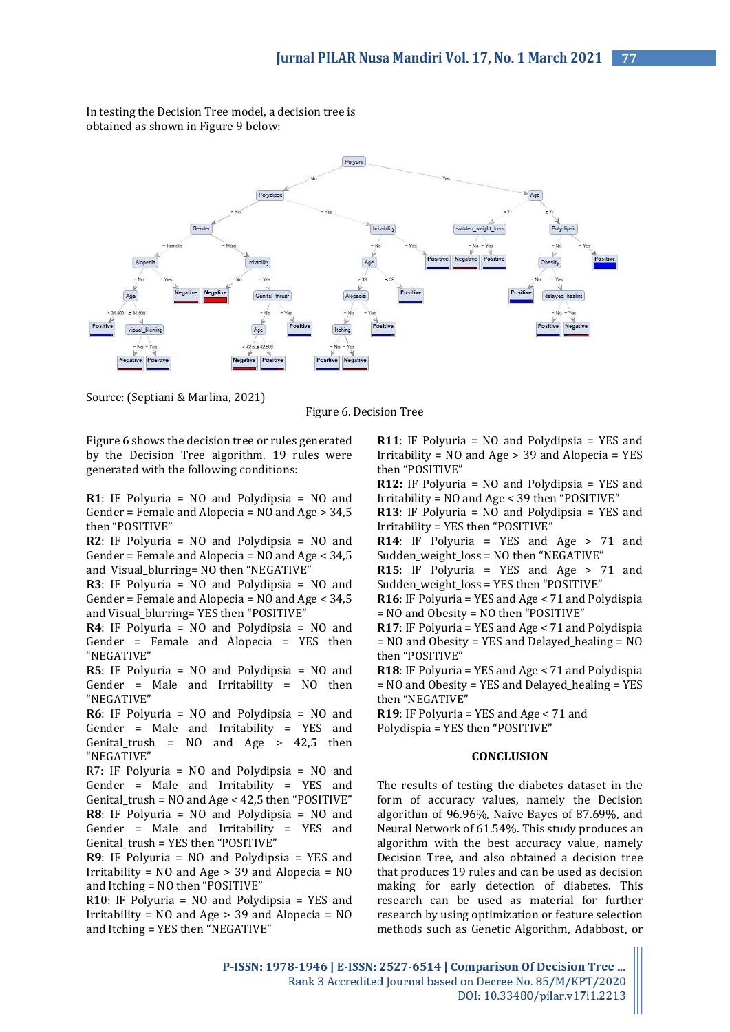In testing the Decision Tree model, a decision tree is obtained as shown in Figure 9 below:

Source: (Septiani & Marlina, 2021)

Figure 6. Decision Tree

Figure 6 shows the decision tree or rules generated by the Decision Tree algorithm. 19 rules were generated with the following conditions:

**R1**: IF Polyuria = NO and Polydipsia = NO and Gender = Female and Alopecia = NO and Age > 34,5 then "POSITIVE"
**R2**: IF Polyuria = NO and Polydipsia = NO and Gender = Female and Alopecia = NO and Age < 34,5 and Visual_blurring= NO then "NEGATIVE"
**R3**: IF Polyuria = NO and Polydipsia = NO and Gender = Female and Alopecia = NO and Age < 34,5 and Visual_blurring= YES then "POSITIVE"
**R4**: IF Polyuria = NO and Polydipsia = NO and Gender = Female and Alopecia = YES then "NEGATIVE"
**R5**: IF Polyuria = NO and Polydipsia = NO and Gender = Male and Irritability = NO then "NEGATIVE"
**R6**: IF Polyuria = NO and Polydipsia = NO and Gender = Male and Irritability = YES and Genital_trush = NO and Age > 42,5 then "NEGATIVE"
R7: IF Polyuria = NO and Polydipsia = NO and Gender = Male and Irritability = YES and Genital_trush = NO and Age < 42,5 then "POSITIVE"
**R8**: IF Polyuria = NO and Polydipsia = NO and Gender = Male and Irritability = YES and Genital_trush = YES then "POSITIVE"
**R9**: IF Polyuria = NO and Polydipsia = YES and Irritability = NO and Age > 39 and Alopecia = NO and Itching = NO then "POSITIVE"
R10: IF Polyuria = NO and Polydipsia = YES and Irritability = NO and Age > 39 and Alopecia = NO and Itching = YES then "NEGATIVE"
**R11**: IF Polyuria = NO and Polydipsia = YES and Irritability = NO and Age > 39 and Alopecia = YES then "POSITIVE"
**R12:** IF Polyuria = NO and Polydipsia = YES and Irritability = NO and Age < 39 then "POSITIVE"
**R13**: IF Polyuria = NO and Polydipsia = YES and Irritability = YES then "POSITIVE"
**R14**: IF Polyuria = YES and Age > 71 and Sudden_weight_loss = NO then "NEGATIVE"
**R15**: IF Polyuria = YES and Age > 71 and Sudden_weight_loss = YES then "POSITIVE"
**R16**: IF Polyuria = YES and Age < 71 and Polydispia = NO and Obesity = NO then "POSITIVE"
**R17**: IF Polyuria = YES and Age < 71 and Polydispia = NO and Obesity = YES and Delayed_healing = NO then "POSITIVE"
**R18**: IF Polyuria = YES and Age < 71 and Polydispia = NO and Obesity = YES and Delayed_healing = YES then "NEGATIVE"
**R19**: IF Polyuria = YES and Age < 71 and Polydispia = YES then "POSITIVE"

## CONCLUSION

The results of testing the diabetes dataset in the form of accuracy values, namely the Decision algorithm of 96.96%, Naive Bayes of 87.69%, and Neural Network of 61.54%. This study produces an algorithm with the best accuracy value, namely Decision Tree, and also obtained a decision tree that produces 19 rules and can be used as decision making for early detection of diabetes. This research can be used as material for further research by using optimization or feature selection methods such as Genetic Algorithm, Adabbost, or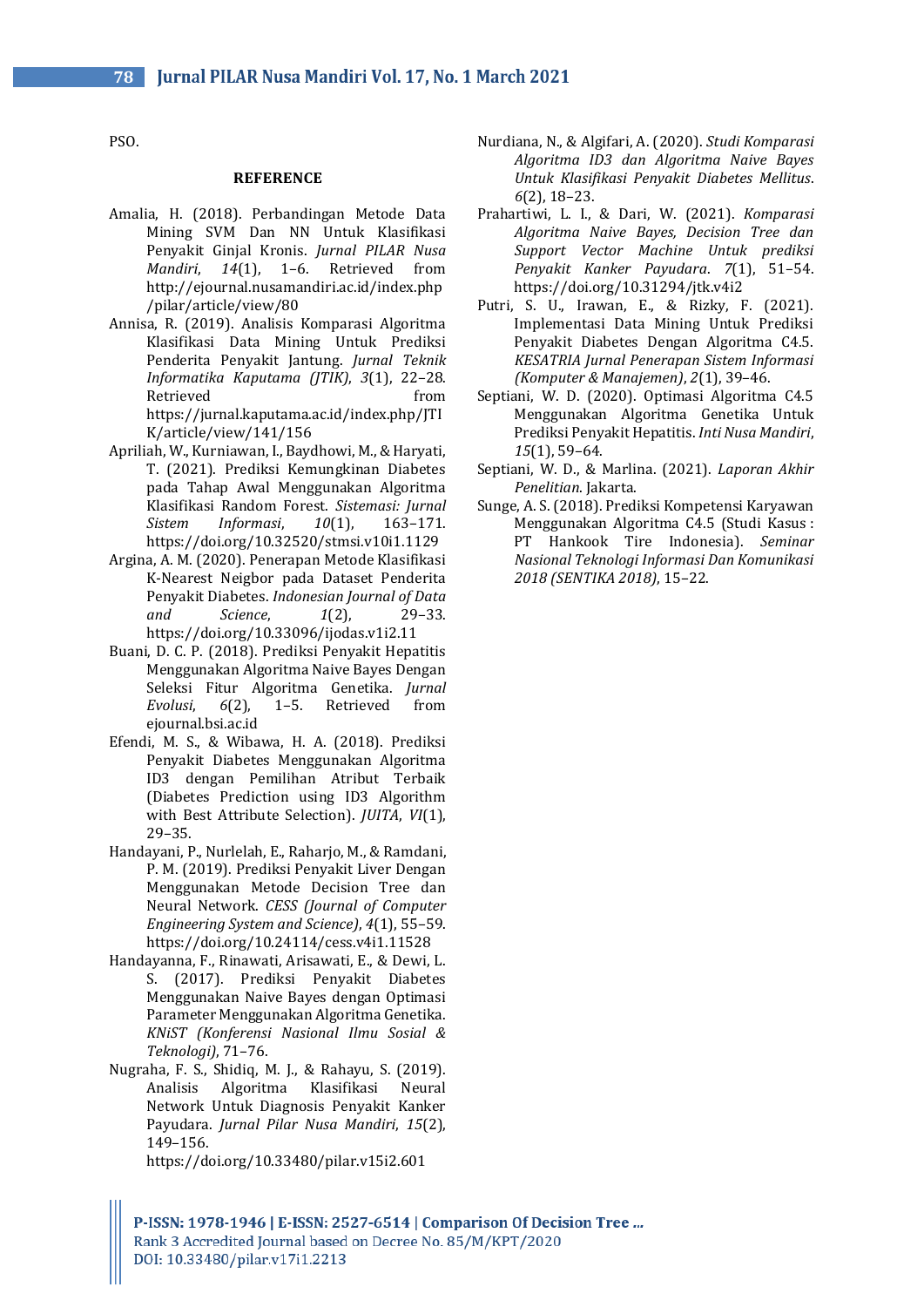PSO.

## REFERENCE

Amalia, H. (2018). Perbandingan Metode Data Mining SVM Dan NN Untuk Klasifikasi Penyakit Ginjal Kronis. *Jurnal PILAR Nusa Mandiri*, *14*(1), 1–6. Retrieved from http://ejournal.nusamandiri.ac.id/index.php/pilar/article/view/80

Annisa, R. (2019). Analisis Komparasi Algoritma Klasifikasi Data Mining Untuk Prediksi Penderita Penyakit Jantung. *Jurnal Teknik Informatika Kaputama (JTIK)*, *3*(1), 22–28. Retrieved from https://jurnal.kaputama.ac.id/index.php/JTIK/article/view/141/156

Apriliah, W., Kurniawan, I., Baydhowi, M., & Haryati, T. (2021). Prediksi Kemungkinan Diabetes pada Tahap Awal Menggunakan Algoritma Klasifikasi Random Forest. *Sistemasi: Jurnal Sistem Informasi*, *10*(1), 163–171. https://doi.org/10.32520/stmsi.v10i1.1129

Argina, A. M. (2020). Penerapan Metode Klasifikasi K-Nearest Neigbor pada Dataset Penderita Penyakit Diabetes. *Indonesian Journal of Data and Science*, *1*(2), 29–33. https://doi.org/10.33096/ijodas.v1i2.11

Buani, D. C. P. (2018). Prediksi Penyakit Hepatitis Menggunakan Algoritma Naive Bayes Dengan Seleksi Fitur Algoritma Genetika. *Jurnal Evolusi*, *6*(2), 1–5. Retrieved from ejournal.bsi.ac.id

Efendi, M. S., & Wibawa, H. A. (2018). Prediksi Penyakit Diabetes Menggunakan Algoritma ID3 dengan Pemilihan Atribut Terbaik (Diabetes Prediction using ID3 Algorithm with Best Attribute Selection). *JUITA*, *VI*(1), 29–35.

Handayani, P., Nurlelah, E., Raharjo, M., & Ramdani, P. M. (2019). Prediksi Penyakit Liver Dengan Menggunakan Metode Decision Tree dan Neural Network. *CESS (Journal of Computer Engineering System and Science)*, *4*(1), 55–59. https://doi.org/10.24114/cess.v4i1.11528

Handayanna, F., Rinawati, Arisawati, E., & Dewi, L. S. (2017). Prediksi Penyakit Diabetes Menggunakan Naive Bayes dengan Optimasi Parameter Menggunakan Algoritma Genetika. *KNiST (Konferensi Nasional Ilmu Sosial & Teknologi)*, 71–76.

Nugraha, F. S., Shidiq, M. J., & Rahayu, S. (2019). Analisis Algoritma Klasifikasi Neural Network Untuk Diagnosis Penyakit Kanker Payudara. *Jurnal Pilar Nusa Mandiri*, *15*(2), 149–156. https://doi.org/10.33480/pilar.v15i2.601

Nurdiana, N., & Algifari, A. (2020). *Studi Komparasi Algoritma ID3 dan Algoritma Naive Bayes Untuk Klasifikasi Penyakit Diabetes Mellitus*. *6*(2), 18–23.

Prahartiwi, L. I., & Dari, W. (2021). *Komparasi Algoritma Naive Bayes, Decision Tree dan Support Vector Machine Untuk prediksi Penyakit Kanker Payudara*. *7*(1), 51–54. https://doi.org/10.31294/jtk.v4i2

Putri, S. U., Irawan, E., & Rizky, F. (2021). Implementasi Data Mining Untuk Prediksi Penyakit Diabetes Dengan Algoritma C4.5. *KESATRIA Jurnal Penerapan Sistem Informasi (Komputer & Manajemen)*, *2*(1), 39–46.

Septiani, W. D. (2020). Optimasi Algoritma C4.5 Menggunakan Algoritma Genetika Untuk Prediksi Penyakit Hepatitis. *Inti Nusa Mandiri*, *15*(1), 59–64.

Septiani, W. D., & Marlina. (2021). *Laporan Akhir Penelitian*. Jakarta.

Sunge, A. S. (2018). Prediksi Kompetensi Karyawan Menggunakan Algoritma C4.5 (Studi Kasus : PT Hankook Tire Indonesia). *Seminar Nasional Teknologi Informasi Dan Komunikasi 2018 (SENTIKA 2018)*, 15–22.